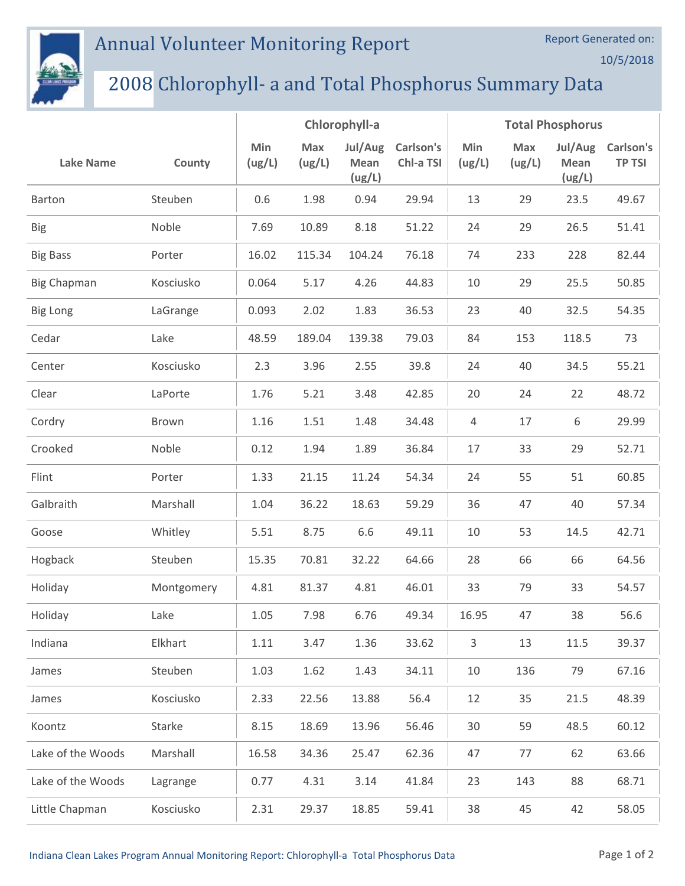# Annual Volunteer Monitoring Report

Report Generated on: 10/5/2018

## 2008 Chlorophyll- a and Total Phosphorus Summary Data

| Lake Name | County | Chlorophyll-a | | | | Total Phosphorus | | | |
|---|---|---|---|---|---|---|---|---|---|
| | | Min (ug/L) | Max (ug/L) | Jul/Aug Mean (ug/L) | Carlson's Chl-a TSI | Min (ug/L) | Max (ug/L) | Jul/Aug Mean (ug/L) | Carlson's TP TSI |
| Barton | Steuben | 0.6 | 1.98 | 0.94 | 29.94 | 13 | 29 | 23.5 | 49.67 |
| Big | Noble | 7.69 | 10.89 | 8.18 | 51.22 | 24 | 29 | 26.5 | 51.41 |
| Big Bass | Porter | 16.02 | 115.34 | 104.24 | 76.18 | 74 | 233 | 228 | 82.44 |
| Big Chapman | Kosciusko | 0.064 | 5.17 | 4.26 | 44.83 | 10 | 29 | 25.5 | 50.85 |
| Big Long | LaGrange | 0.093 | 2.02 | 1.83 | 36.53 | 23 | 40 | 32.5 | 54.35 |
| Cedar | Lake | 48.59 | 189.04 | 139.38 | 79.03 | 84 | 153 | 118.5 | 73 |
| Center | Kosciusko | 2.3 | 3.96 | 2.55 | 39.8 | 24 | 40 | 34.5 | 55.21 |
| Clear | LaPorte | 1.76 | 5.21 | 3.48 | 42.85 | 20 | 24 | 22 | 48.72 |
| Cordry | Brown | 1.16 | 1.51 | 1.48 | 34.48 | 4 | 17 | 6 | 29.99 |
| Crooked | Noble | 0.12 | 1.94 | 1.89 | 36.84 | 17 | 33 | 29 | 52.71 |
| Flint | Porter | 1.33 | 21.15 | 11.24 | 54.34 | 24 | 55 | 51 | 60.85 |
| Galbraith | Marshall | 1.04 | 36.22 | 18.63 | 59.29 | 36 | 47 | 40 | 57.34 |
| Goose | Whitley | 5.51 | 8.75 | 6.6 | 49.11 | 10 | 53 | 14.5 | 42.71 |
| Hogback | Steuben | 15.35 | 70.81 | 32.22 | 64.66 | 28 | 66 | 66 | 64.56 |
| Holiday | Montgomery | 4.81 | 81.37 | 4.81 | 46.01 | 33 | 79 | 33 | 54.57 |
| Holiday | Lake | 1.05 | 7.98 | 6.76 | 49.34 | 16.95 | 47 | 38 | 56.6 |
| Indiana | Elkhart | 1.11 | 3.47 | 1.36 | 33.62 | 3 | 13 | 11.5 | 39.37 |
| James | Steuben | 1.03 | 1.62 | 1.43 | 34.11 | 10 | 136 | 79 | 67.16 |
| James | Kosciusko | 2.33 | 22.56 | 13.88 | 56.4 | 12 | 35 | 21.5 | 48.39 |
| Koontz | Starke | 8.15 | 18.69 | 13.96 | 56.46 | 30 | 59 | 48.5 | 60.12 |
| Lake of the Woods | Marshall | 16.58 | 34.36 | 25.47 | 62.36 | 47 | 77 | 62 | 63.66 |
| Lake of the Woods | Lagrange | 0.77 | 4.31 | 3.14 | 41.84 | 23 | 143 | 88 | 68.71 |
| Little Chapman | Kosciusko | 2.31 | 29.37 | 18.85 | 59.41 | 38 | 45 | 42 | 58.05 |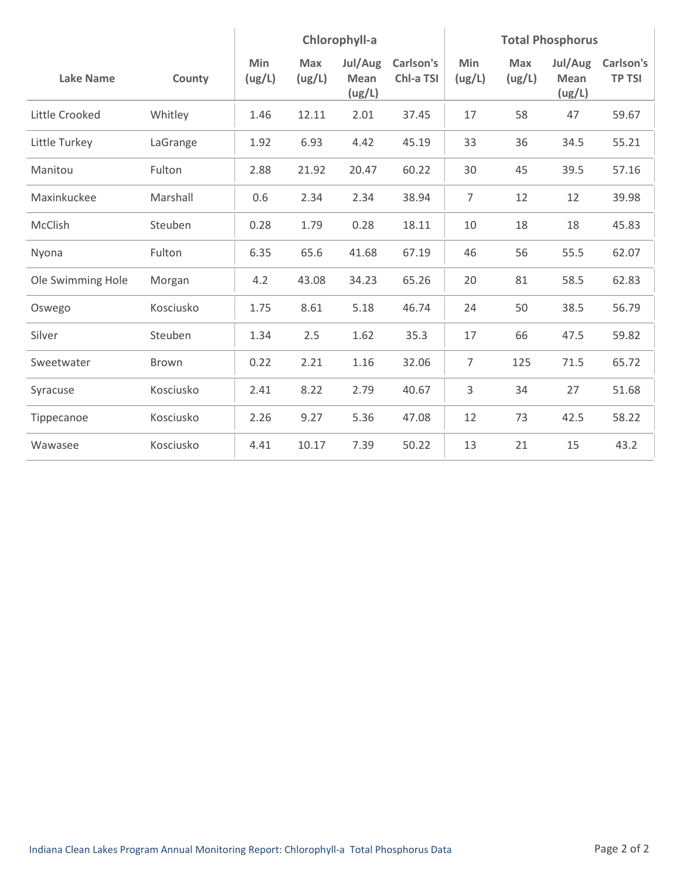| | | Chlorophyll-a | | | | Total Phosphorus | | | |
|---|---|---|---|---|---|---|---|---|---|
| Lake Name | County | Min (ug/L) | Max (ug/L) | Jul/Aug Mean (ug/L) | Carlson's Chl-a TSI | Min (ug/L) | Max (ug/L) | Jul/Aug Mean (ug/L) | Carlson's TP TSI |
| Little Crooked | Whitley | 1.46 | 12.11 | 2.01 | 37.45 | 17 | 58 | 47 | 59.67 |
| Little Turkey | LaGrange | 1.92 | 6.93 | 4.42 | 45.19 | 33 | 36 | 34.5 | 55.21 |
| Manitou | Fulton | 2.88 | 21.92 | 20.47 | 60.22 | 30 | 45 | 39.5 | 57.16 |
| Maxinkuckee | Marshall | 0.6 | 2.34 | 2.34 | 38.94 | 7 | 12 | 12 | 39.98 |
| McClish | Steuben | 0.28 | 1.79 | 0.28 | 18.11 | 10 | 18 | 18 | 45.83 |
| Nyona | Fulton | 6.35 | 65.6 | 41.68 | 67.19 | 46 | 56 | 55.5 | 62.07 |
| Ole Swimming Hole | Morgan | 4.2 | 43.08 | 34.23 | 65.26 | 20 | 81 | 58.5 | 62.83 |
| Oswego | Kosciusko | 1.75 | 8.61 | 5.18 | 46.74 | 24 | 50 | 38.5 | 56.79 |
| Silver | Steuben | 1.34 | 2.5 | 1.62 | 35.3 | 17 | 66 | 47.5 | 59.82 |
| Sweetwater | Brown | 0.22 | 2.21 | 1.16 | 32.06 | 7 | 125 | 71.5 | 65.72 |
| Syracuse | Kosciusko | 2.41 | 8.22 | 2.79 | 40.67 | 3 | 34 | 27 | 51.68 |
| Tippecanoe | Kosciusko | 2.26 | 9.27 | 5.36 | 47.08 | 12 | 73 | 42.5 | 58.22 |
| Wawasee | Kosciusko | 4.41 | 10.17 | 7.39 | 50.22 | 13 | 21 | 15 | 43.2 |